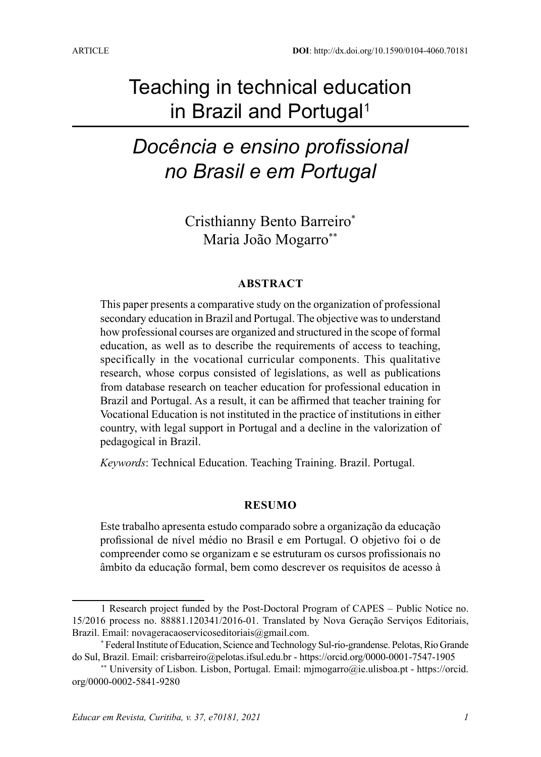ARTICLE

**DOI**: http://dx.doi.org/10.1590/0104-4060.70181

# Teaching in technical education in Brazil and Portugal[1]

# *Docência e ensino profissional no Brasil e em Portugal*

Cristhianny Bento Barreiro[*]
Maria João Mogarro[**]

### ABSTRACT

This paper presents a comparative study on the organization of professional secondary education in Brazil and Portugal. The objective was to understand how professional courses are organized and structured in the scope of formal education, as well as to describe the requirements of access to teaching, specifically in the vocational curricular components. This qualitative research, whose corpus consisted of legislations, as well as publications from database research on teacher education for professional education in Brazil and Portugal. As a result, it can be affirmed that teacher training for Vocational Education is not instituted in the practice of institutions in either country, with legal support in Portugal and a decline in the valorization of pedagogical in Brazil.

*Keywords*: Technical Education. Teaching Training. Brazil. Portugal.

### RESUMO

Este trabalho apresenta estudo comparado sobre a organização da educação profissional de nível médio no Brasil e em Portugal. O objetivo foi o de compreender como se organizam e se estruturam os cursos profissionais no âmbito da educação formal, bem como descrever os requisitos de acesso à

---

1 Research project funded by the Post-Doctoral Program of CAPES – Public Notice no. 15/2016 process no. 88881.120341/2016-01. Translated by Nova Geração Serviços Editoriais, Brazil. Email: novageracaoservicoseditoriais@gmail.com.

[*] Federal Institute of Education, Science and Technology Sul-rio-grandense. Pelotas, Rio Grande do Sul, Brazil. Email: crisbarreiro@pelotas.ifsul.edu.br - https://orcid.org/0000-0001-7547-1905

[**] University of Lisbon. Lisbon, Portugal. Email: mjmogarro@ie.ulisboa.pt - https://orcid.org/0000-0002-5841-9280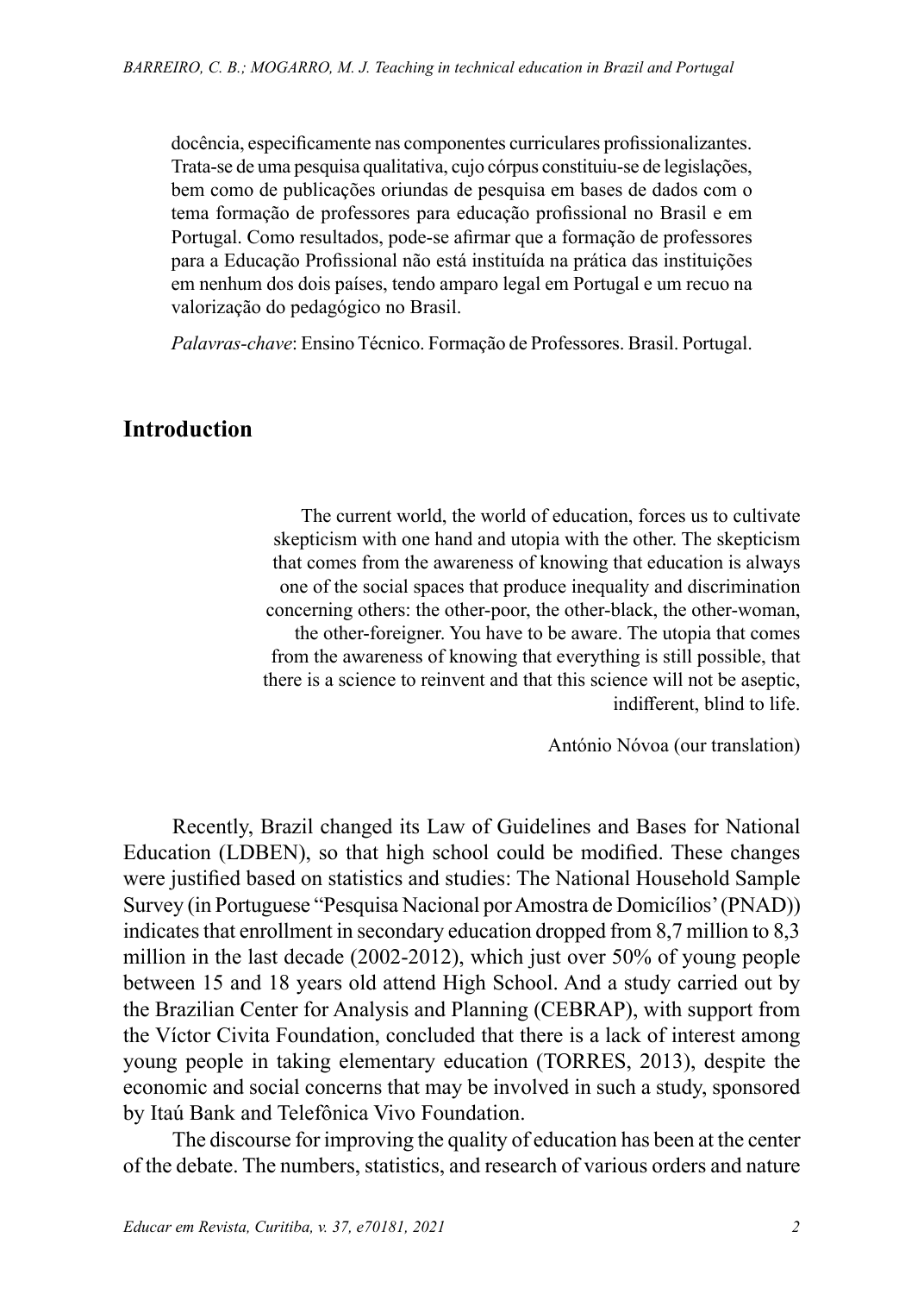docência, especificamente nas componentes curriculares profissionalizantes. Trata-se de uma pesquisa qualitativa, cujo córpus constituiu-se de legislações, bem como de publicações oriundas de pesquisa em bases de dados com o tema formação de professores para educação profissional no Brasil e em Portugal. Como resultados, pode-se afirmar que a formação de professores para a Educação Profissional não está instituída na prática das instituições em nenhum dos dois países, tendo amparo legal em Portugal e um recuo na valorização do pedagógico no Brasil.

*Palavras-chave*: Ensino Técnico. Formação de Professores. Brasil. Portugal.

## Introduction

> The current world, the world of education, forces us to cultivate skepticism with one hand and utopia with the other. The skepticism that comes from the awareness of knowing that education is always one of the social spaces that produce inequality and discrimination concerning others: the other-poor, the other-black, the other-woman, the other-foreigner. You have to be aware. The utopia that comes from the awareness of knowing that everything is still possible, that there is a science to reinvent and that this science will not be aseptic, indifferent, blind to life.
>
> António Nóvoa (our translation)

Recently, Brazil changed its Law of Guidelines and Bases for National Education (LDBEN), so that high school could be modified. These changes were justified based on statistics and studies: The National Household Sample Survey (in Portuguese "Pesquisa Nacional por Amostra de Domicílios' (PNAD)) indicates that enrollment in secondary education dropped from 8,7 million to 8,3 million in the last decade (2002-2012), which just over 50% of young people between 15 and 18 years old attend High School. And a study carried out by the Brazilian Center for Analysis and Planning (CEBRAP), with support from the Víctor Civita Foundation, concluded that there is a lack of interest among young people in taking elementary education (TORRES, 2013), despite the economic and social concerns that may be involved in such a study, sponsored by Itaú Bank and Telefônica Vivo Foundation.

The discourse for improving the quality of education has been at the center of the debate. The numbers, statistics, and research of various orders and nature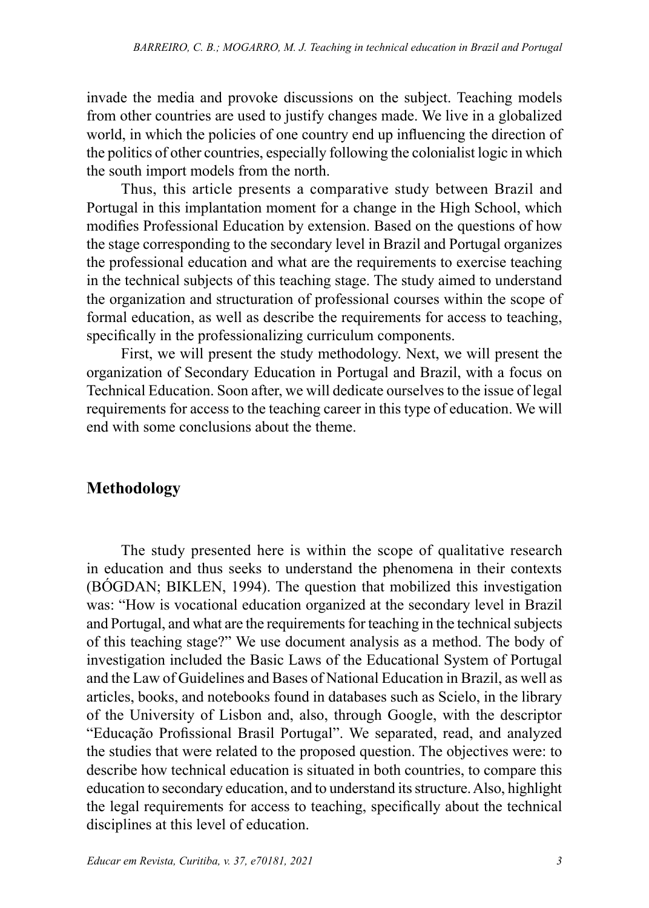invade the media and provoke discussions on the subject. Teaching models from other countries are used to justify changes made. We live in a globalized world, in which the policies of one country end up influencing the direction of the politics of other countries, especially following the colonialist logic in which the south import models from the north.

Thus, this article presents a comparative study between Brazil and Portugal in this implantation moment for a change in the High School, which modifies Professional Education by extension. Based on the questions of how the stage corresponding to the secondary level in Brazil and Portugal organizes the professional education and what are the requirements to exercise teaching in the technical subjects of this teaching stage. The study aimed to understand the organization and structuration of professional courses within the scope of formal education, as well as describe the requirements for access to teaching, specifically in the professionalizing curriculum components.

First, we will present the study methodology. Next, we will present the organization of Secondary Education in Portugal and Brazil, with a focus on Technical Education. Soon after, we will dedicate ourselves to the issue of legal requirements for access to the teaching career in this type of education. We will end with some conclusions about the theme.

## Methodology

The study presented here is within the scope of qualitative research in education and thus seeks to understand the phenomena in their contexts (BÓGDAN; BIKLEN, 1994). The question that mobilized this investigation was: "How is vocational education organized at the secondary level in Brazil and Portugal, and what are the requirements for teaching in the technical subjects of this teaching stage?" We use document analysis as a method. The body of investigation included the Basic Laws of the Educational System of Portugal and the Law of Guidelines and Bases of National Education in Brazil, as well as articles, books, and notebooks found in databases such as Scielo, in the library of the University of Lisbon and, also, through Google, with the descriptor "Educação Profissional Brasil Portugal". We separated, read, and analyzed the studies that were related to the proposed question. The objectives were: to describe how technical education is situated in both countries, to compare this education to secondary education, and to understand its structure. Also, highlight the legal requirements for access to teaching, specifically about the technical disciplines at this level of education.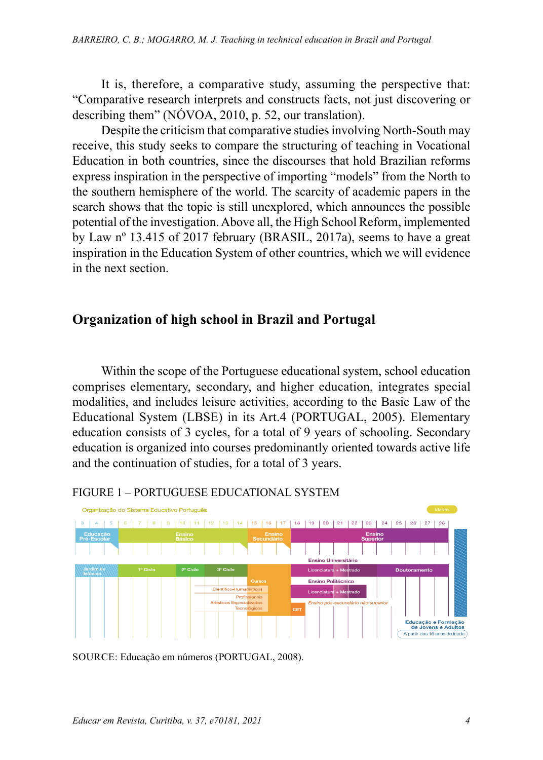It is, therefore, a comparative study, assuming the perspective that: "Comparative research interprets and constructs facts, not just discovering or describing them" (NÓVOA, 2010, p. 52, our translation).

Despite the criticism that comparative studies involving North-South may receive, this study seeks to compare the structuring of teaching in Vocational Education in both countries, since the discourses that hold Brazilian reforms express inspiration in the perspective of importing "models" from the North to the southern hemisphere of the world. The scarcity of academic papers in the search shows that the topic is still unexplored, which announces the possible potential of the investigation. Above all, the High School Reform, implemented by Law nº 13.415 of 2017 february (BRASIL, 2017a), seems to have a great inspiration in the Education System of other countries, which we will evidence in the next section.

## Organization of high school in Brazil and Portugal

Within the scope of the Portuguese educational system, school education comprises elementary, secondary, and higher education, integrates special modalities, and includes leisure activities, according to the Basic Law of the Educational System (LBSE) in its Art.4 (PORTUGAL, 2005). Elementary education consists of 3 cycles, for a total of 9 years of schooling. Secondary education is organized into courses predominantly oriented towards active life and the continuation of studies, for a total of 3 years.

FIGURE 1 – PORTUGUESE EDUCATIONAL SYSTEM

SOURCE: Educação em números (PORTUGAL, 2008).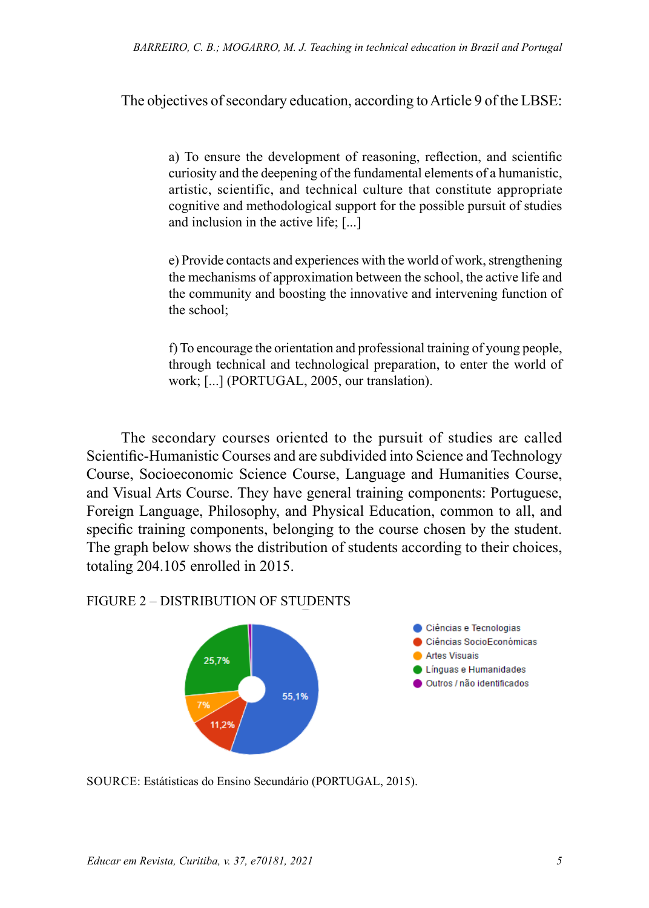The objectives of secondary education, according to Article 9 of the LBSE:

> a) To ensure the development of reasoning, reflection, and scientific curiosity and the deepening of the fundamental elements of a humanistic, artistic, scientific, and technical culture that constitute appropriate cognitive and methodological support for the possible pursuit of studies and inclusion in the active life; [...]
>
> e) Provide contacts and experiences with the world of work, strengthening the mechanisms of approximation between the school, the active life and the community and boosting the innovative and intervening function of the school;
>
> f) To encourage the orientation and professional training of young people, through technical and technological preparation, to enter the world of work; [...] (PORTUGAL, 2005, our translation).

The secondary courses oriented to the pursuit of studies are called Scientific-Humanistic Courses and are subdivided into Science and Technology Course, Socioeconomic Science Course, Language and Humanities Course, and Visual Arts Course. They have general training components: Portuguese, Foreign Language, Philosophy, and Physical Education, common to all, and specific training components, belonging to the course chosen by the student. The graph below shows the distribution of students according to their choices, totaling 204.105 enrolled in 2015.

FIGURE 2 – DISTRIBUTION OF STUDENTS

- Ciências e Tecnologias: 55,1%
- Ciências SocioEconómicas: 11,2%
- Artes Visuais: 7%
- Línguas e Humanidades: 25,7%
- Outros / não identificados

SOURCE: Estátisticas do Ensino Secundário (PORTUGAL, 2015).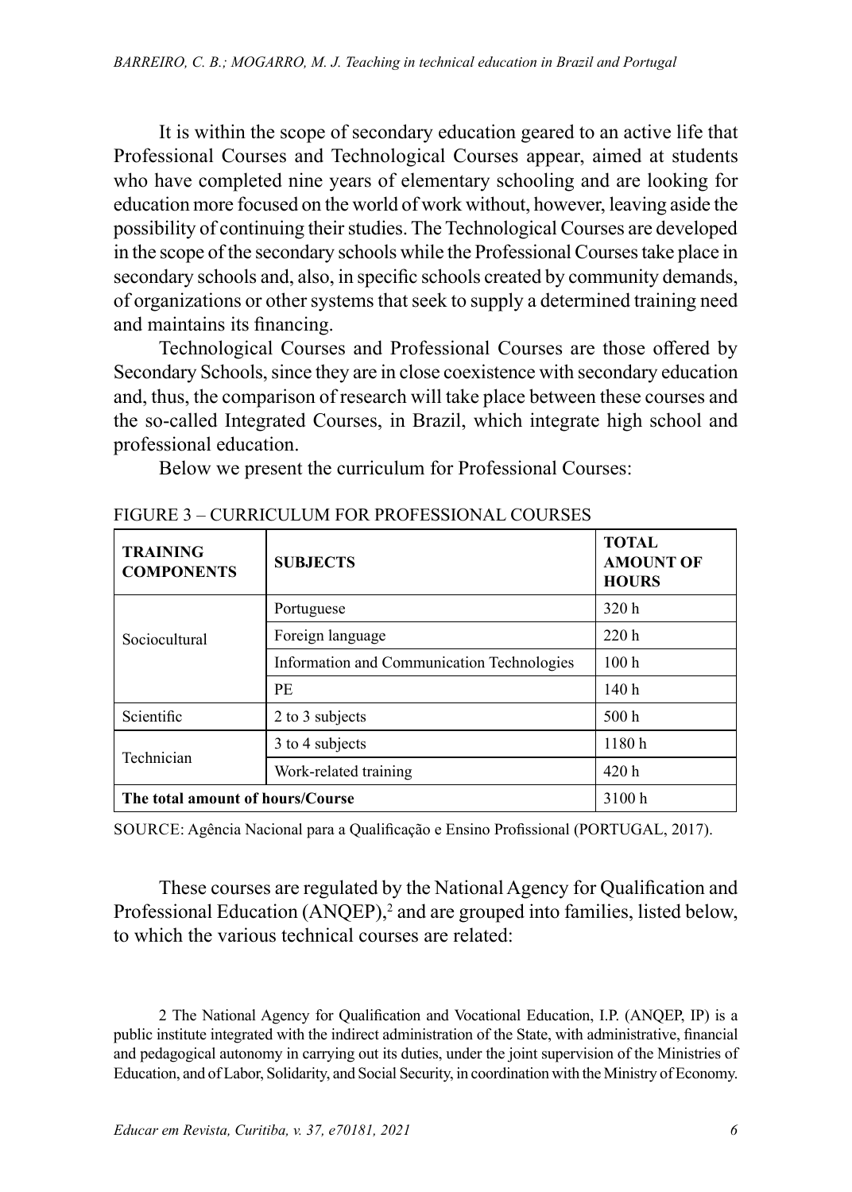It is within the scope of secondary education geared to an active life that Professional Courses and Technological Courses appear, aimed at students who have completed nine years of elementary schooling and are looking for education more focused on the world of work without, however, leaving aside the possibility of continuing their studies. The Technological Courses are developed in the scope of the secondary schools while the Professional Courses take place in secondary schools and, also, in specific schools created by community demands, of organizations or other systems that seek to supply a determined training need and maintains its financing.

Technological Courses and Professional Courses are those offered by Secondary Schools, since they are in close coexistence with secondary education and, thus, the comparison of research will take place between these courses and the so-called Integrated Courses, in Brazil, which integrate high school and professional education.

Below we present the curriculum for Professional Courses:

FIGURE 3 – CURRICULUM FOR PROFESSIONAL COURSES

| **TRAINING COMPONENTS** | **SUBJECTS** | **TOTAL AMOUNT OF HOURS** |
|---|---|---|
| Sociocultural | Portuguese | 320 h |
| | Foreign language | 220 h |
| | Information and Communication Technologies | 100 h |
| | PE | 140 h |
| Scientific | 2 to 3 subjects | 500 h |
| Technician | 3 to 4 subjects | 1180 h |
| | Work-related training | 420 h |
| **The total amount of hours/Course** | | 3100 h |

SOURCE: Agência Nacional para a Qualificação e Ensino Profissional (PORTUGAL, 2017).

These courses are regulated by the National Agency for Qualification and Professional Education (ANQEP),[2] and are grouped into families, listed below, to which the various technical courses are related:

2 The National Agency for Qualification and Vocational Education, I.P. (ANQEP, IP) is a public institute integrated with the indirect administration of the State, with administrative, financial and pedagogical autonomy in carrying out its duties, under the joint supervision of the Ministries of Education, and of Labor, Solidarity, and Social Security, in coordination with the Ministry of Economy.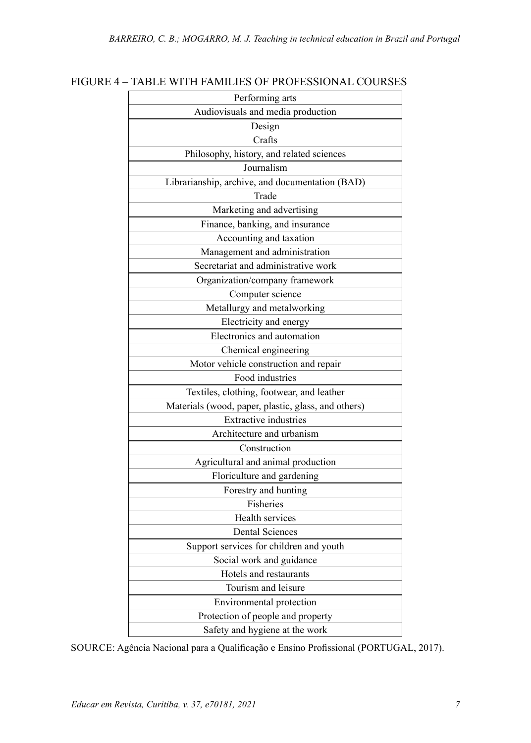FIGURE 4 – TABLE WITH FAMILIES OF PROFESSIONAL COURSES

| Performing arts |
|---|
| Audiovisuals and media production |
| Design |
| Crafts |
| Philosophy, history, and related sciences |
| Journalism |
| Librarianship, archive, and documentation (BAD) |
| Trade |
| Marketing and advertising |
| Finance, banking, and insurance |
| Accounting and taxation |
| Management and administration |
| Secretariat and administrative work |
| Organization/company framework |
| Computer science |
| Metallurgy and metalworking |
| Electricity and energy |
| Electronics and automation |
| Chemical engineering |
| Motor vehicle construction and repair |
| Food industries |
| Textiles, clothing, footwear, and leather |
| Materials (wood, paper, plastic, glass, and others) |
| Extractive industries |
| Architecture and urbanism |
| Construction |
| Agricultural and animal production |
| Floriculture and gardening |
| Forestry and hunting |
| Fisheries |
| Health services |
| Dental Sciences |
| Support services for children and youth |
| Social work and guidance |
| Hotels and restaurants |
| Tourism and leisure |
| Environmental protection |
| Protection of people and property |
| Safety and hygiene at the work |

SOURCE: Agência Nacional para a Qualificação e Ensino Profissional (PORTUGAL, 2017).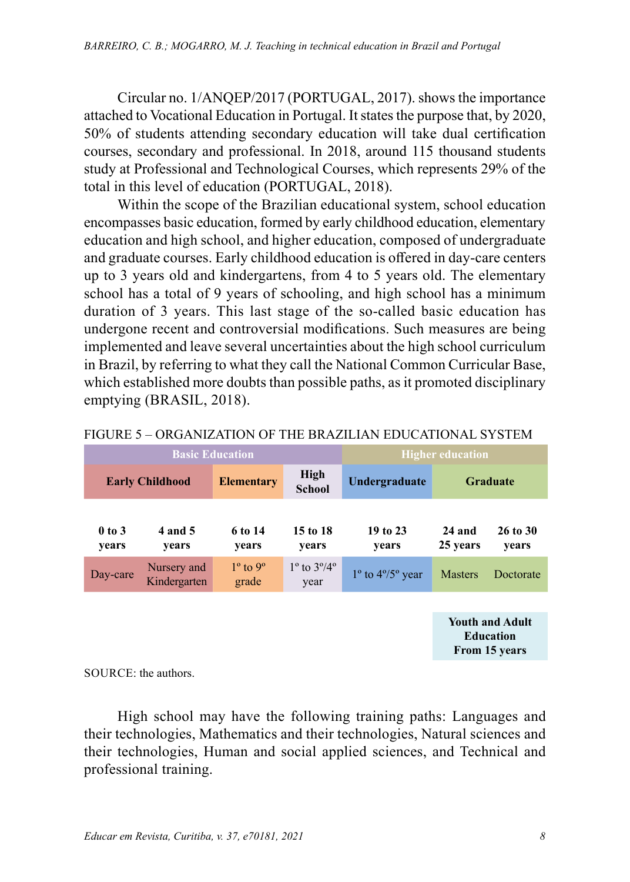Circular no. 1/ANQEP/2017 (PORTUGAL, 2017). shows the importance attached to Vocational Education in Portugal. It states the purpose that, by 2020, 50% of students attending secondary education will take dual certification courses, secondary and professional. In 2018, around 115 thousand students study at Professional and Technological Courses, which represents 29% of the total in this level of education (PORTUGAL, 2018).

Within the scope of the Brazilian educational system, school education encompasses basic education, formed by early childhood education, elementary education and high school, and higher education, composed of undergraduate and graduate courses. Early childhood education is offered in day-care centers up to 3 years old and kindergartens, from 4 to 5 years old. The elementary school has a total of 9 years of schooling, and high school has a minimum duration of 3 years. This last stage of the so-called basic education has undergone recent and controversial modifications. Such measures are being implemented and leave several uncertainties about the high school curriculum in Brazil, by referring to what they call the National Common Curricular Base, which established more doubts than possible paths, as it promoted disciplinary emptying (BRASIL, 2018).

FIGURE 5 – ORGANIZATION OF THE BRAZILIAN EDUCATIONAL SYSTEM

| **Basic Education** | | | | **Higher education** | | |
|---|---|---|---|---|---|---|
| **Early Childhood** | | **Elementary** | **High School** | **Undergraduate** | **Graduate** | |
| **0 to 3 years** | **4 and 5 years** | **6 to 14 years** | **15 to 18 years** | **19 to 23 years** | **24 and 25 years** | **26 to 30 years** |
| Day-care | Nursery and Kindergarten | 1º to 9º grade | 1º to 3º/4º year | 1º to 4º/5º year | Masters | Doctorate |
| | | | | | **Youth and Adult Education From 15 years** | |

SOURCE: the authors.

High school may have the following training paths: Languages and their technologies, Mathematics and their technologies, Natural sciences and their technologies, Human and social applied sciences, and Technical and professional training.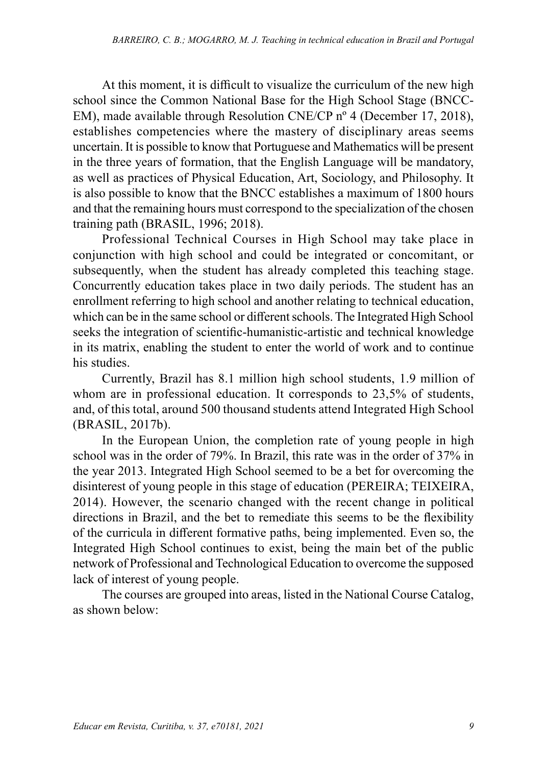At this moment, it is difficult to visualize the curriculum of the new high school since the Common National Base for the High School Stage (BNCC-EM), made available through Resolution CNE/CP nº 4 (December 17, 2018), establishes competencies where the mastery of disciplinary areas seems uncertain. It is possible to know that Portuguese and Mathematics will be present in the three years of formation, that the English Language will be mandatory, as well as practices of Physical Education, Art, Sociology, and Philosophy. It is also possible to know that the BNCC establishes a maximum of 1800 hours and that the remaining hours must correspond to the specialization of the chosen training path (BRASIL, 1996; 2018).

Professional Technical Courses in High School may take place in conjunction with high school and could be integrated or concomitant, or subsequently, when the student has already completed this teaching stage. Concurrently education takes place in two daily periods. The student has an enrollment referring to high school and another relating to technical education, which can be in the same school or different schools. The Integrated High School seeks the integration of scientific-humanistic-artistic and technical knowledge in its matrix, enabling the student to enter the world of work and to continue his studies.

Currently, Brazil has 8.1 million high school students, 1.9 million of whom are in professional education. It corresponds to 23,5% of students, and, of this total, around 500 thousand students attend Integrated High School (BRASIL, 2017b).

In the European Union, the completion rate of young people in high school was in the order of 79%. In Brazil, this rate was in the order of 37% in the year 2013. Integrated High School seemed to be a bet for overcoming the disinterest of young people in this stage of education (PEREIRA; TEIXEIRA, 2014). However, the scenario changed with the recent change in political directions in Brazil, and the bet to remediate this seems to be the flexibility of the curricula in different formative paths, being implemented. Even so, the Integrated High School continues to exist, being the main bet of the public network of Professional and Technological Education to overcome the supposed lack of interest of young people.

The courses are grouped into areas, listed in the National Course Catalog, as shown below: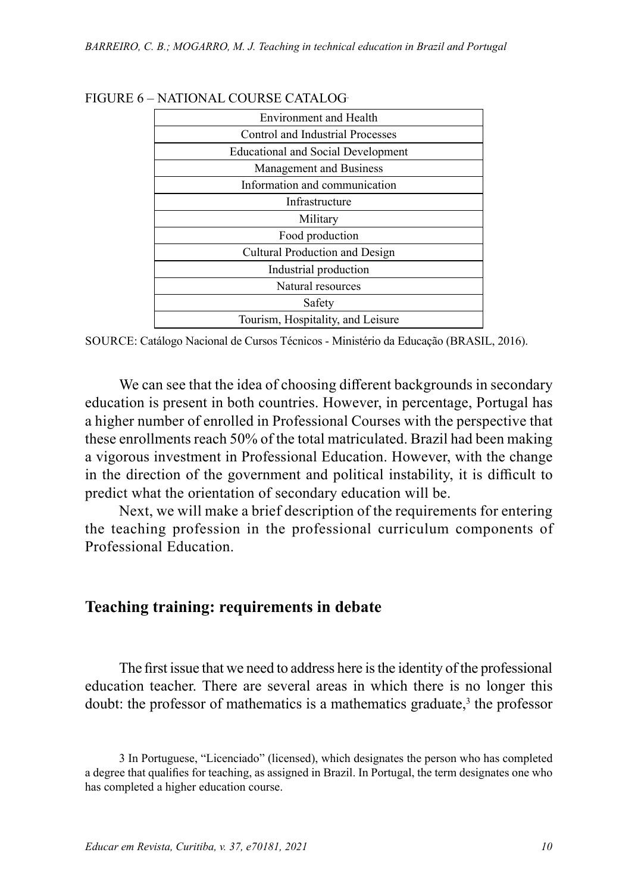FIGURE 6 – NATIONAL COURSE CATALOG.

| Environment and Health |
|---|
| Control and Industrial Processes |
| Educational and Social Development |
| Management and Business |
| Information and communication |
| Infrastructure |
| Military |
| Food production |
| Cultural Production and Design |
| Industrial production |
| Natural resources |
| Safety |
| Tourism, Hospitality, and Leisure |

SOURCE: Catálogo Nacional de Cursos Técnicos - Ministério da Educação (BRASIL, 2016).

We can see that the idea of choosing different backgrounds in secondary education is present in both countries. However, in percentage, Portugal has a higher number of enrolled in Professional Courses with the perspective that these enrollments reach 50% of the total matriculated. Brazil had been making a vigorous investment in Professional Education. However, with the change in the direction of the government and political instability, it is difficult to predict what the orientation of secondary education will be.

Next, we will make a brief description of the requirements for entering the teaching profession in the professional curriculum components of Professional Education.

## Teaching training: requirements in debate

The first issue that we need to address here is the identity of the professional education teacher. There are several areas in which there is no longer this doubt: the professor of mathematics is a mathematics graduate,[3] the professor

3 In Portuguese, "Licenciado" (licensed), which designates the person who has completed a degree that qualifies for teaching, as assigned in Brazil. In Portugal, the term designates one who has completed a higher education course.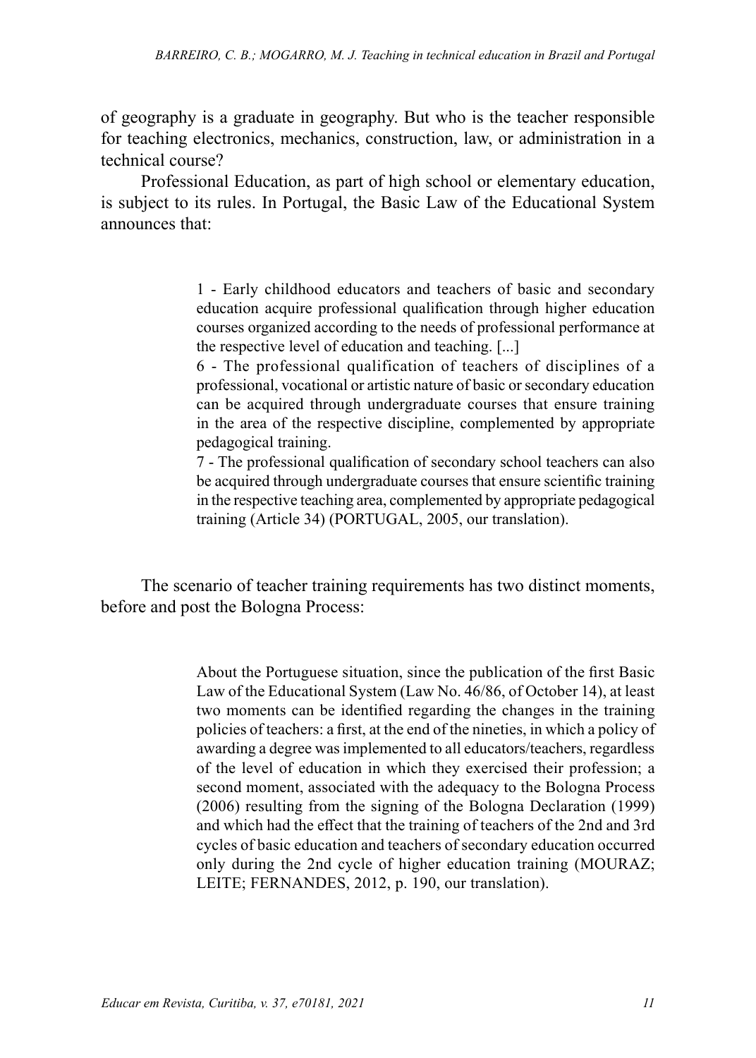of geography is a graduate in geography. But who is the teacher responsible for teaching electronics, mechanics, construction, law, or administration in a technical course?

Professional Education, as part of high school or elementary education, is subject to its rules. In Portugal, the Basic Law of the Educational System announces that:

> 1 - Early childhood educators and teachers of basic and secondary education acquire professional qualification through higher education courses organized according to the needs of professional performance at the respective level of education and teaching. [...]
>
> 6 - The professional qualification of teachers of disciplines of a professional, vocational or artistic nature of basic or secondary education can be acquired through undergraduate courses that ensure training in the area of the respective discipline, complemented by appropriate pedagogical training.
>
> 7 - The professional qualification of secondary school teachers can also be acquired through undergraduate courses that ensure scientific training in the respective teaching area, complemented by appropriate pedagogical training (Article 34) (PORTUGAL, 2005, our translation).

The scenario of teacher training requirements has two distinct moments, before and post the Bologna Process:

> About the Portuguese situation, since the publication of the first Basic Law of the Educational System (Law No. 46/86, of October 14), at least two moments can be identified regarding the changes in the training policies of teachers: a first, at the end of the nineties, in which a policy of awarding a degree was implemented to all educators/teachers, regardless of the level of education in which they exercised their profession; a second moment, associated with the adequacy to the Bologna Process (2006) resulting from the signing of the Bologna Declaration (1999) and which had the effect that the training of teachers of the 2nd and 3rd cycles of basic education and teachers of secondary education occurred only during the 2nd cycle of higher education training (MOURAZ; LEITE; FERNANDES, 2012, p. 190, our translation).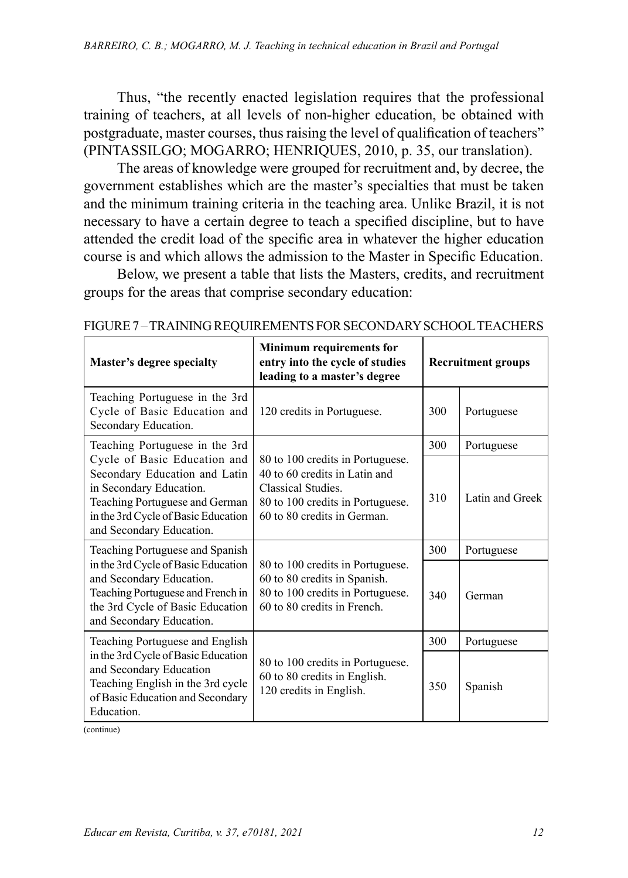Thus, "the recently enacted legislation requires that the professional training of teachers, at all levels of non-higher education, be obtained with postgraduate, master courses, thus raising the level of qualification of teachers" (PINTASSILGO; MOGARRO; HENRIQUES, 2010, p. 35, our translation).

The areas of knowledge were grouped for recruitment and, by decree, the government establishes which are the master's specialties that must be taken and the minimum training criteria in the teaching area. Unlike Brazil, it is not necessary to have a certain degree to teach a specified discipline, but to have attended the credit load of the specific area in whatever the higher education course is and which allows the admission to the Master in Specific Education.

Below, we present a table that lists the Masters, credits, and recruitment groups for the areas that comprise secondary education:

FIGURE 7 – TRAINING REQUIREMENTS FOR SECONDARY SCHOOL TEACHERS

| Master's degree specialty | Minimum requirements for entry into the cycle of studies leading to a master's degree | Recruitment groups | |
|---|---|---|---|
| Teaching Portuguese in the 3rd Cycle of Basic Education and Secondary Education. | 120 credits in Portuguese. | 300 | Portuguese |
| Teaching Portuguese in the 3rd Cycle of Basic Education and Secondary Education and Latin in Secondary Education. Teaching Portuguese and German in the 3rd Cycle of Basic Education and Secondary Education. | 80 to 100 credits in Portuguese. 40 to 60 credits in Latin and Classical Studies. 80 to 100 credits in Portuguese. 60 to 80 credits in German. | 300 | Portuguese |
| | | 310 | Latin and Greek |
| Teaching Portuguese and Spanish in the 3rd Cycle of Basic Education and Secondary Education. Teaching Portuguese and French in the 3rd Cycle of Basic Education and Secondary Education. | 80 to 100 credits in Portuguese. 60 to 80 credits in Spanish. 80 to 100 credits in Portuguese. 60 to 80 credits in French. | 300 | Portuguese |
| | | 340 | German |
| Teaching Portuguese and English in the 3rd Cycle of Basic Education and Secondary Education Teaching English in the 3rd cycle of Basic Education and Secondary Education. | 80 to 100 credits in Portuguese. 60 to 80 credits in English. 120 credits in English. | 300 | Portuguese |
| | | 350 | Spanish |

(continue)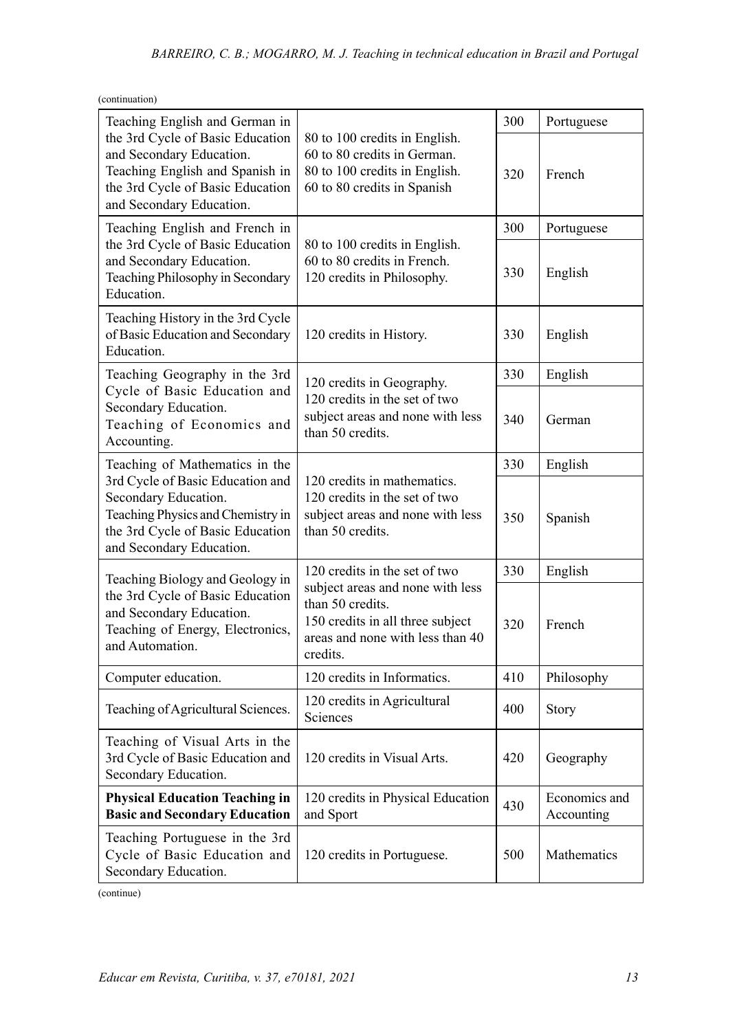(continuation)

| | | | |
|---|---|---|---|
| Teaching English and German in the 3rd Cycle of Basic Education and Secondary Education. Teaching English and Spanish in the 3rd Cycle of Basic Education and Secondary Education. | 80 to 100 credits in English. 60 to 80 credits in German. 80 to 100 credits in English. 60 to 80 credits in Spanish | 300 | Portuguese |
| | | 320 | French |
| Teaching English and French in the 3rd Cycle of Basic Education and Secondary Education. Teaching Philosophy in Secondary Education. | 80 to 100 credits in English. 60 to 80 credits in French. 120 credits in Philosophy. | 300 | Portuguese |
| | | 330 | English |
| Teaching History in the 3rd Cycle of Basic Education and Secondary Education. | 120 credits in History. | 330 | English |
| Teaching Geography in the 3rd Cycle of Basic Education and Secondary Education. Teaching of Economics and Accounting. | 120 credits in Geography. 120 credits in the set of two subject areas and none with less than 50 credits. | 330 | English |
| | | 340 | German |
| Teaching of Mathematics in the 3rd Cycle of Basic Education and Secondary Education. Teaching Physics and Chemistry in the 3rd Cycle of Basic Education and Secondary Education. | 120 credits in mathematics. 120 credits in the set of two subject areas and none with less than 50 credits. | 330 | English |
| | | 350 | Spanish |
| Teaching Biology and Geology in the 3rd Cycle of Basic Education and Secondary Education. Teaching of Energy, Electronics, and Automation. | 120 credits in the set of two subject areas and none with less than 50 credits. 150 credits in all three subject areas and none with less than 40 credits. | 330 | English |
| | | 320 | French |
| Computer education. | 120 credits in Informatics. | 410 | Philosophy |
| Teaching of Agricultural Sciences. | 120 credits in Agricultural Sciences | 400 | Story |
| Teaching of Visual Arts in the 3rd Cycle of Basic Education and Secondary Education. | 120 credits in Visual Arts. | 420 | Geography |
| **Physical Education Teaching in Basic and Secondary Education** | 120 credits in Physical Education and Sport | 430 | Economics and Accounting |
| Teaching Portuguese in the 3rd Cycle of Basic Education and Secondary Education. | 120 credits in Portuguese. | 500 | Mathematics |

(continue)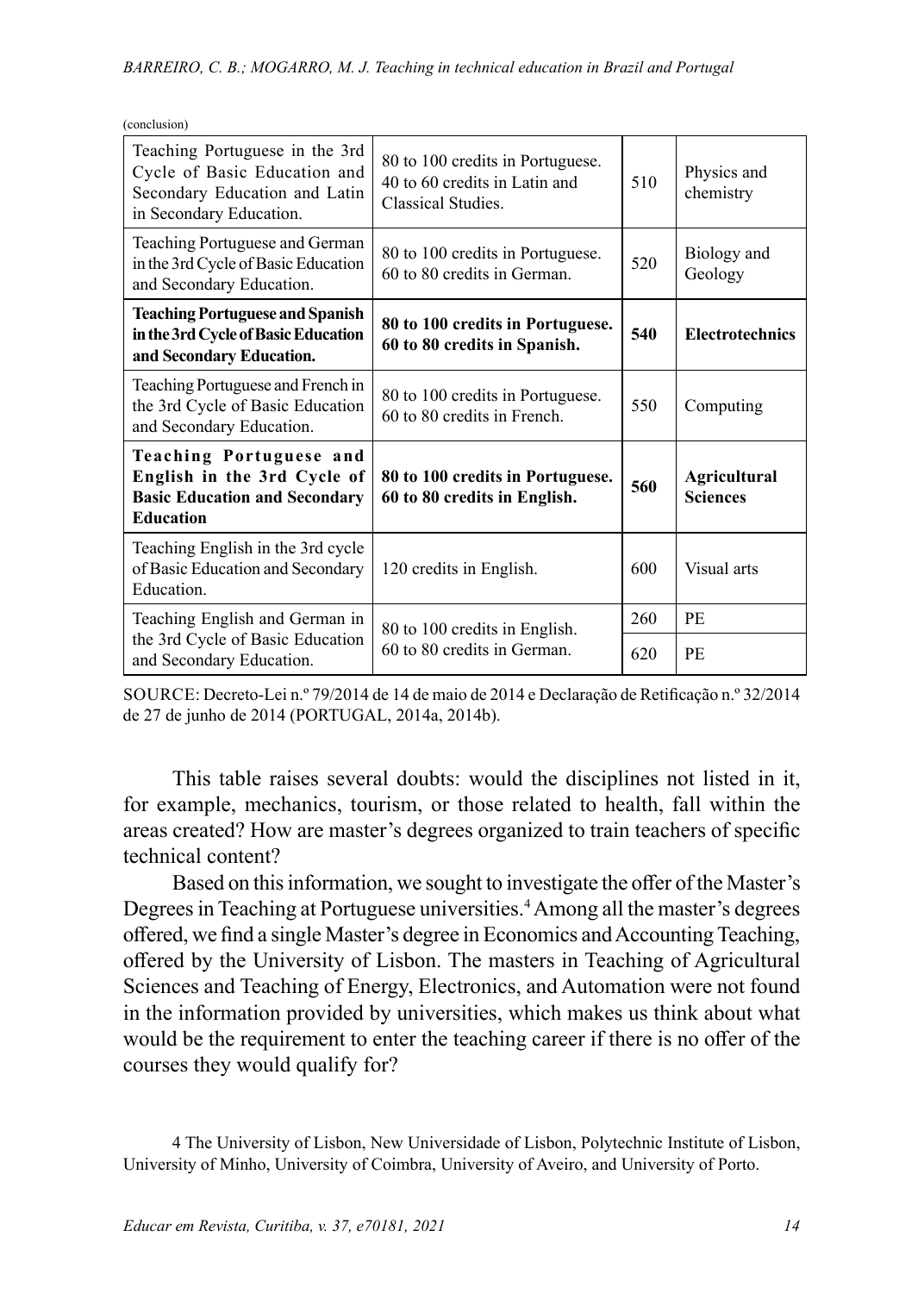(conclusion)

| | | | |
|---|---|---|---|
| Teaching Portuguese in the 3rd Cycle of Basic Education and Secondary Education and Latin in Secondary Education. | 80 to 100 credits in Portuguese. 40 to 60 credits in Latin and Classical Studies. | 510 | Physics and chemistry |
| Teaching Portuguese and German in the 3rd Cycle of Basic Education and Secondary Education. | 80 to 100 credits in Portuguese. 60 to 80 credits in German. | 520 | Biology and Geology |
| **Teaching Portuguese and Spanish in the 3rd Cycle of Basic Education and Secondary Education.** | **80 to 100 credits in Portuguese. 60 to 80 credits in Spanish.** | **540** | **Electrotechnics** |
| Teaching Portuguese and French in the 3rd Cycle of Basic Education and Secondary Education. | 80 to 100 credits in Portuguese. 60 to 80 credits in French. | 550 | Computing |
| **Teaching Portuguese and English in the 3rd Cycle of Basic Education and Secondary Education** | **80 to 100 credits in Portuguese. 60 to 80 credits in English.** | **560** | **Agricultural Sciences** |
| Teaching English in the 3rd cycle of Basic Education and Secondary Education. | 120 credits in English. | 600 | Visual arts |
| Teaching English and German in the 3rd Cycle of Basic Education and Secondary Education. | 80 to 100 credits in English. 60 to 80 credits in German. | 260 | PE |
| | | 620 | PE |

SOURCE: Decreto-Lei n.º 79/2014 de 14 de maio de 2014 e Declaração de Retificação n.º 32/2014 de 27 de junho de 2014 (PORTUGAL, 2014a, 2014b).

This table raises several doubts: would the disciplines not listed in it, for example, mechanics, tourism, or those related to health, fall within the areas created? How are master's degrees organized to train teachers of specific technical content?

Based on this information, we sought to investigate the offer of the Master's Degrees in Teaching at Portuguese universities.[4] Among all the master's degrees offered, we find a single Master's degree in Economics and Accounting Teaching, offered by the University of Lisbon. The masters in Teaching of Agricultural Sciences and Teaching of Energy, Electronics, and Automation were not found in the information provided by universities, which makes us think about what would be the requirement to enter the teaching career if there is no offer of the courses they would qualify for?

4 The University of Lisbon, New Universidade of Lisbon, Polytechnic Institute of Lisbon, University of Minho, University of Coimbra, University of Aveiro, and University of Porto.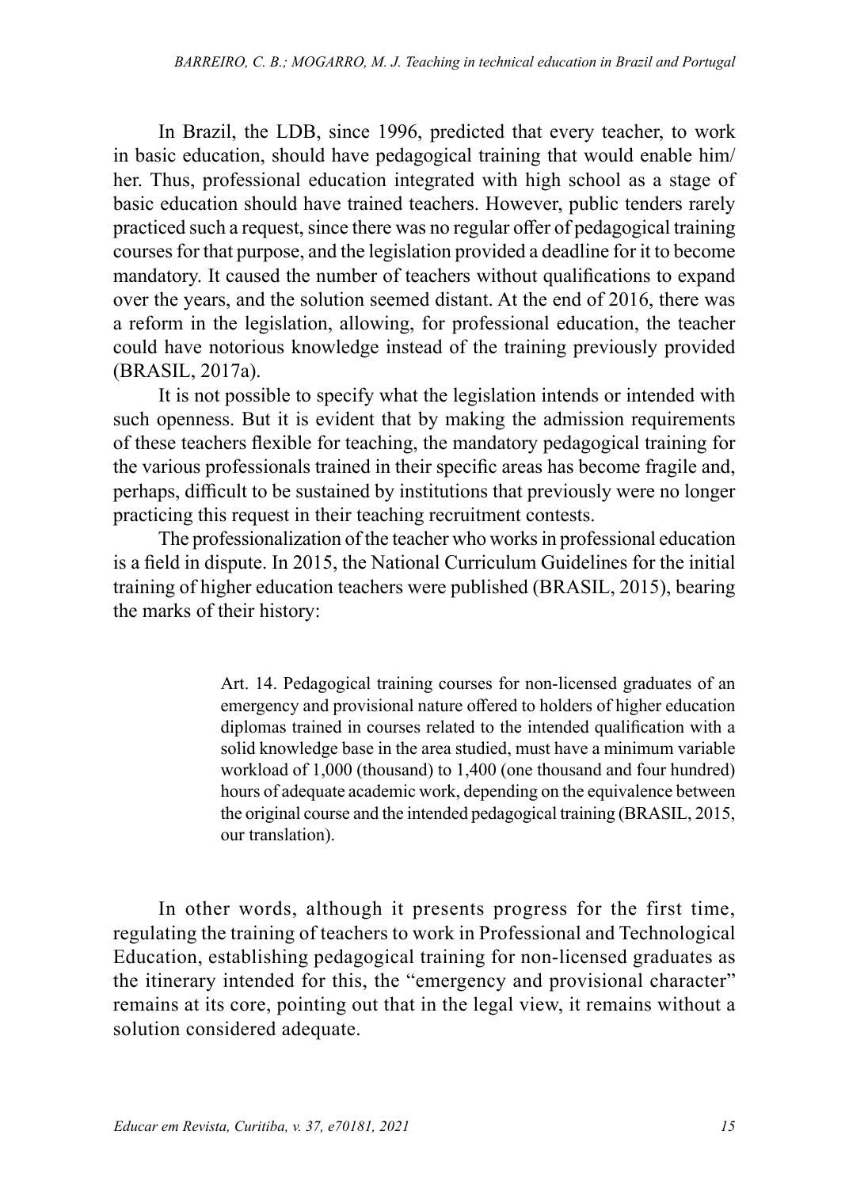In Brazil, the LDB, since 1996, predicted that every teacher, to work in basic education, should have pedagogical training that would enable him/her. Thus, professional education integrated with high school as a stage of basic education should have trained teachers. However, public tenders rarely practiced such a request, since there was no regular offer of pedagogical training courses for that purpose, and the legislation provided a deadline for it to become mandatory. It caused the number of teachers without qualifications to expand over the years, and the solution seemed distant. At the end of 2016, there was a reform in the legislation, allowing, for professional education, the teacher could have notorious knowledge instead of the training previously provided (BRASIL, 2017a).

It is not possible to specify what the legislation intends or intended with such openness. But it is evident that by making the admission requirements of these teachers flexible for teaching, the mandatory pedagogical training for the various professionals trained in their specific areas has become fragile and, perhaps, difficult to be sustained by institutions that previously were no longer practicing this request in their teaching recruitment contests.

The professionalization of the teacher who works in professional education is a field in dispute. In 2015, the National Curriculum Guidelines for the initial training of higher education teachers were published (BRASIL, 2015), bearing the marks of their history:

> Art. 14. Pedagogical training courses for non-licensed graduates of an emergency and provisional nature offered to holders of higher education diplomas trained in courses related to the intended qualification with a solid knowledge base in the area studied, must have a minimum variable workload of 1,000 (thousand) to 1,400 (one thousand and four hundred) hours of adequate academic work, depending on the equivalence between the original course and the intended pedagogical training (BRASIL, 2015, our translation).

In other words, although it presents progress for the first time, regulating the training of teachers to work in Professional and Technological Education, establishing pedagogical training for non-licensed graduates as the itinerary intended for this, the "emergency and provisional character" remains at its core, pointing out that in the legal view, it remains without a solution considered adequate.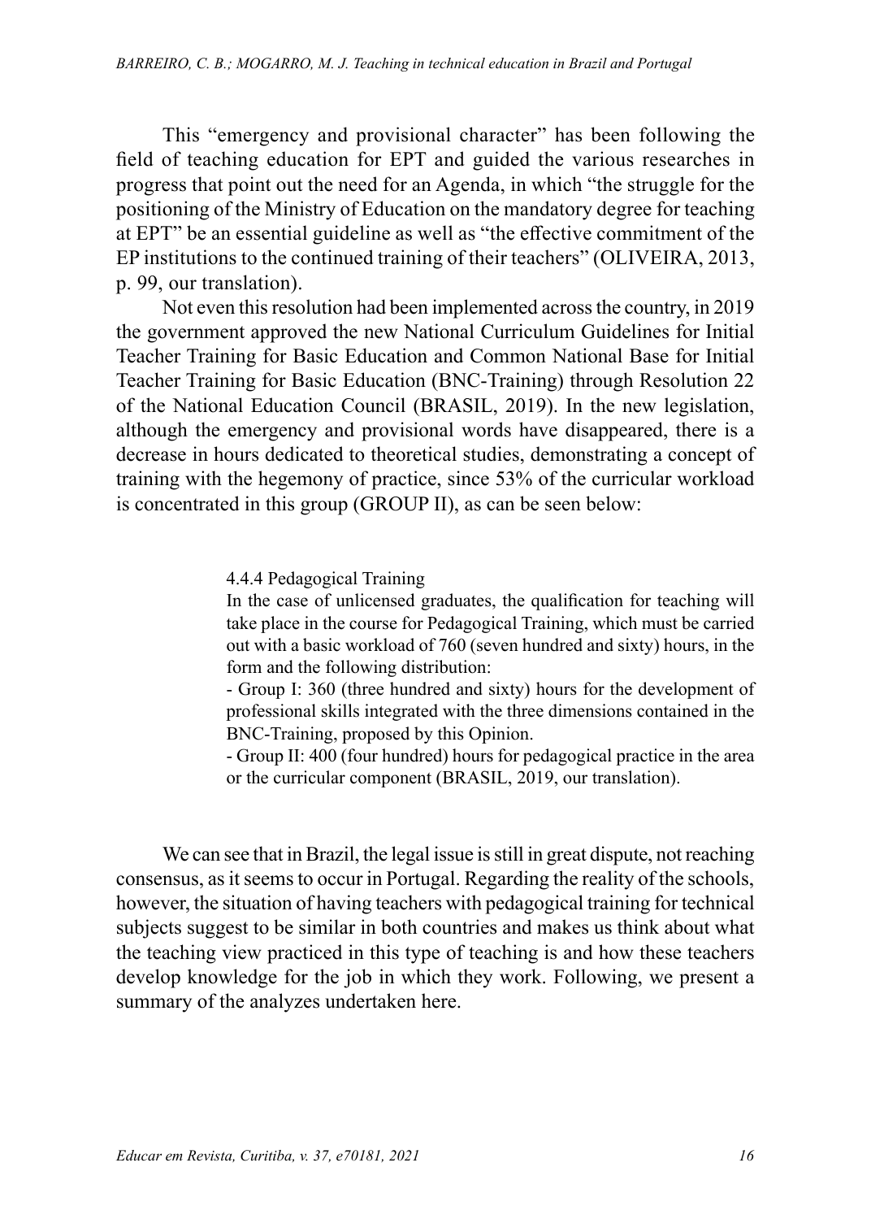This "emergency and provisional character" has been following the field of teaching education for EPT and guided the various researches in progress that point out the need for an Agenda, in which "the struggle for the positioning of the Ministry of Education on the mandatory degree for teaching at EPT" be an essential guideline as well as "the effective commitment of the EP institutions to the continued training of their teachers" (OLIVEIRA, 2013, p. 99, our translation).

Not even this resolution had been implemented across the country, in 2019 the government approved the new National Curriculum Guidelines for Initial Teacher Training for Basic Education and Common National Base for Initial Teacher Training for Basic Education (BNC-Training) through Resolution 22 of the National Education Council (BRASIL, 2019). In the new legislation, although the emergency and provisional words have disappeared, there is a decrease in hours dedicated to theoretical studies, demonstrating a concept of training with the hegemony of practice, since 53% of the curricular workload is concentrated in this group (GROUP II), as can be seen below:

> 4.4.4 Pedagogical Training
>
> In the case of unlicensed graduates, the qualification for teaching will take place in the course for Pedagogical Training, which must be carried out with a basic workload of 760 (seven hundred and sixty) hours, in the form and the following distribution:
>
> - Group I: 360 (three hundred and sixty) hours for the development of professional skills integrated with the three dimensions contained in the BNC-Training, proposed by this Opinion.
> - Group II: 400 (four hundred) hours for pedagogical practice in the area or the curricular component (BRASIL, 2019, our translation).

We can see that in Brazil, the legal issue is still in great dispute, not reaching consensus, as it seems to occur in Portugal. Regarding the reality of the schools, however, the situation of having teachers with pedagogical training for technical subjects suggest to be similar in both countries and makes us think about what the teaching view practiced in this type of teaching is and how these teachers develop knowledge for the job in which they work. Following, we present a summary of the analyzes undertaken here.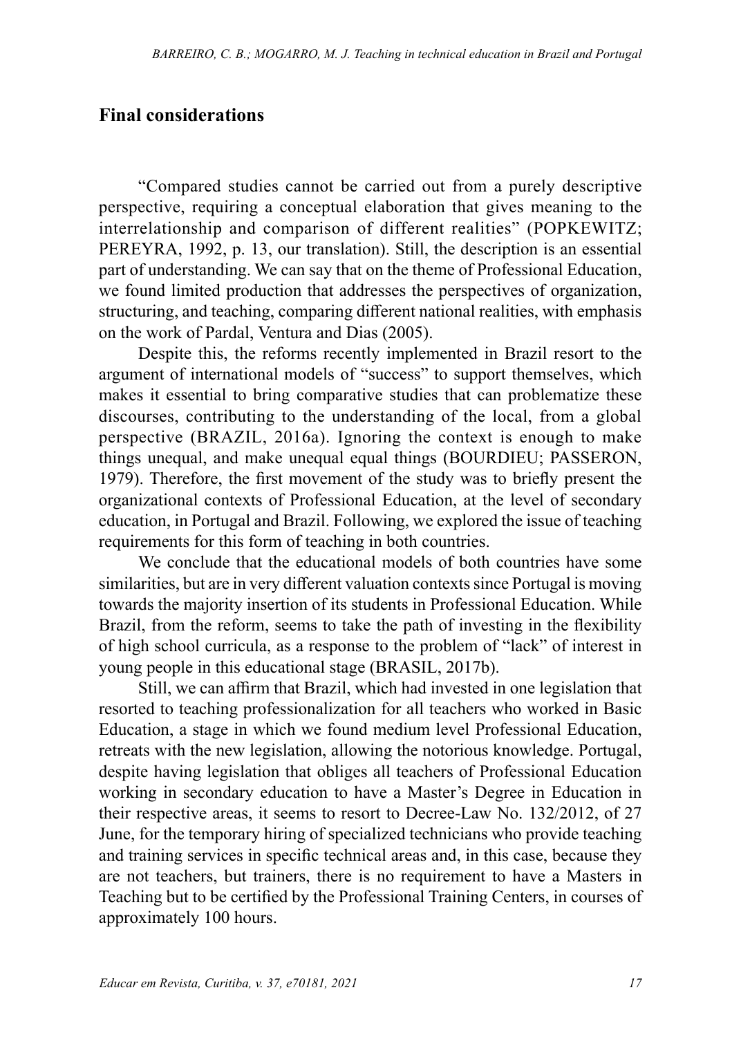## Final considerations

"Compared studies cannot be carried out from a purely descriptive perspective, requiring a conceptual elaboration that gives meaning to the interrelationship and comparison of different realities" (POPKEWITZ; PEREYRA, 1992, p. 13, our translation). Still, the description is an essential part of understanding. We can say that on the theme of Professional Education, we found limited production that addresses the perspectives of organization, structuring, and teaching, comparing different national realities, with emphasis on the work of Pardal, Ventura and Dias (2005).

Despite this, the reforms recently implemented in Brazil resort to the argument of international models of "success" to support themselves, which makes it essential to bring comparative studies that can problematize these discourses, contributing to the understanding of the local, from a global perspective (BRAZIL, 2016a). Ignoring the context is enough to make things unequal, and make unequal equal things (BOURDIEU; PASSERON, 1979). Therefore, the first movement of the study was to briefly present the organizational contexts of Professional Education, at the level of secondary education, in Portugal and Brazil. Following, we explored the issue of teaching requirements for this form of teaching in both countries.

We conclude that the educational models of both countries have some similarities, but are in very different valuation contexts since Portugal is moving towards the majority insertion of its students in Professional Education. While Brazil, from the reform, seems to take the path of investing in the flexibility of high school curricula, as a response to the problem of "lack" of interest in young people in this educational stage (BRASIL, 2017b).

Still, we can affirm that Brazil, which had invested in one legislation that resorted to teaching professionalization for all teachers who worked in Basic Education, a stage in which we found medium level Professional Education, retreats with the new legislation, allowing the notorious knowledge. Portugal, despite having legislation that obliges all teachers of Professional Education working in secondary education to have a Master's Degree in Education in their respective areas, it seems to resort to Decree-Law No. 132/2012, of 27 June, for the temporary hiring of specialized technicians who provide teaching and training services in specific technical areas and, in this case, because they are not teachers, but trainers, there is no requirement to have a Masters in Teaching but to be certified by the Professional Training Centers, in courses of approximately 100 hours.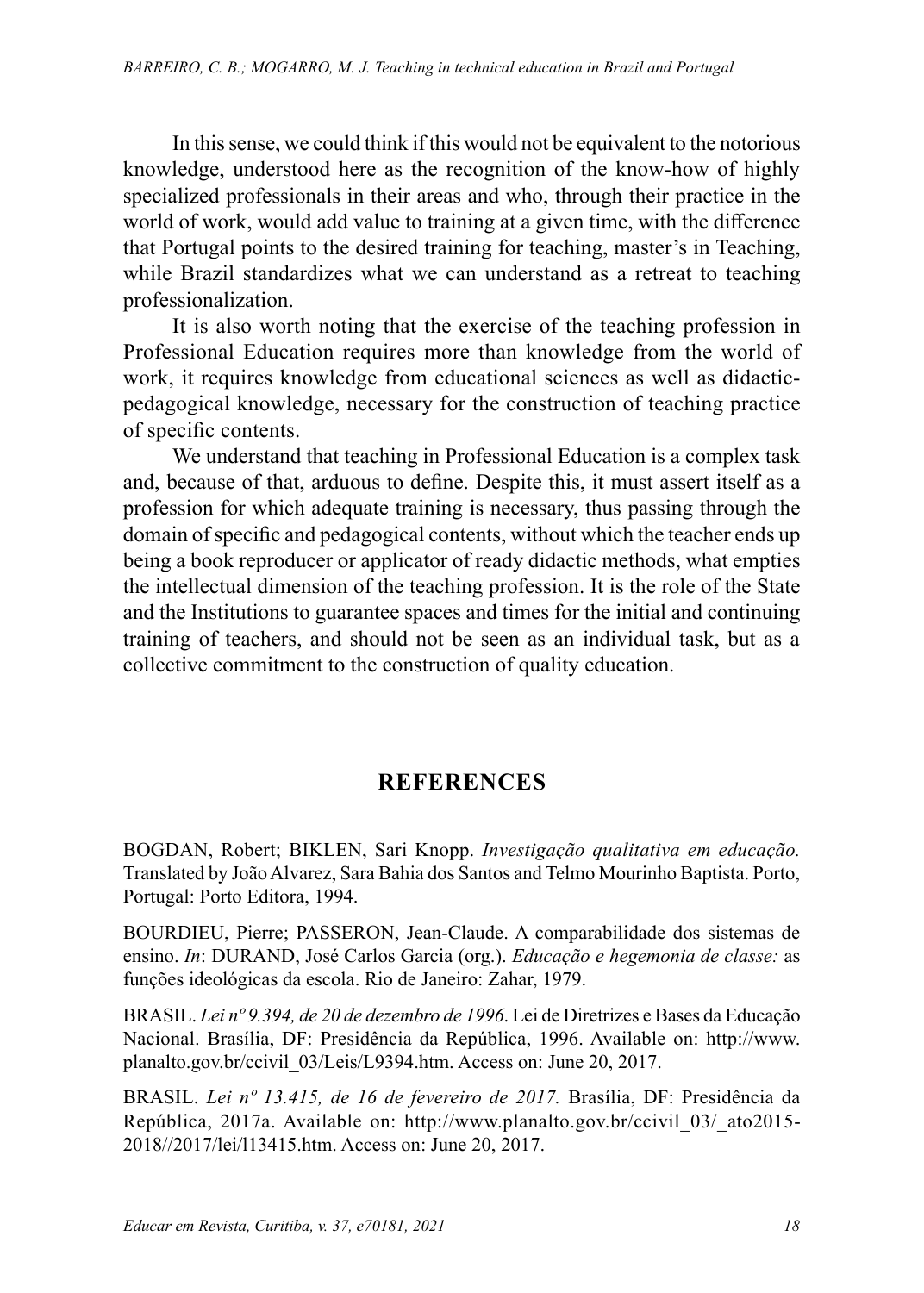In this sense, we could think if this would not be equivalent to the notorious knowledge, understood here as the recognition of the know-how of highly specialized professionals in their areas and who, through their practice in the world of work, would add value to training at a given time, with the difference that Portugal points to the desired training for teaching, master's in Teaching, while Brazil standardizes what we can understand as a retreat to teaching professionalization.

It is also worth noting that the exercise of the teaching profession in Professional Education requires more than knowledge from the world of work, it requires knowledge from educational sciences as well as didactic-pedagogical knowledge, necessary for the construction of teaching practice of specific contents.

We understand that teaching in Professional Education is a complex task and, because of that, arduous to define. Despite this, it must assert itself as a profession for which adequate training is necessary, thus passing through the domain of specific and pedagogical contents, without which the teacher ends up being a book reproducer or applicator of ready didactic methods, what empties the intellectual dimension of the teaching profession. It is the role of the State and the Institutions to guarantee spaces and times for the initial and continuing training of teachers, and should not be seen as an individual task, but as a collective commitment to the construction of quality education.

## REFERENCES

BOGDAN, Robert; BIKLEN, Sari Knopp. *Investigação qualitativa em educação.* Translated by João Alvarez, Sara Bahia dos Santos and Telmo Mourinho Baptista. Porto, Portugal: Porto Editora, 1994.

BOURDIEU, Pierre; PASSERON, Jean-Claude. A comparabilidade dos sistemas de ensino. *In*: DURAND, José Carlos Garcia (org.). *Educação e hegemonia de classe:* as funções ideológicas da escola. Rio de Janeiro: Zahar, 1979.

BRASIL. *Lei nº 9.394, de 20 de dezembro de 1996*. Lei de Diretrizes e Bases da Educação Nacional. Brasília, DF: Presidência da República, 1996. Available on: http://www.planalto.gov.br/ccivil_03/Leis/L9394.htm. Access on: June 20, 2017.

BRASIL. *Lei nº 13.415, de 16 de fevereiro de 2017.* Brasília, DF: Presidência da República, 2017a. Available on: http://www.planalto.gov.br/ccivil_03/_ato2015-2018//2017/lei/l13415.htm. Access on: June 20, 2017.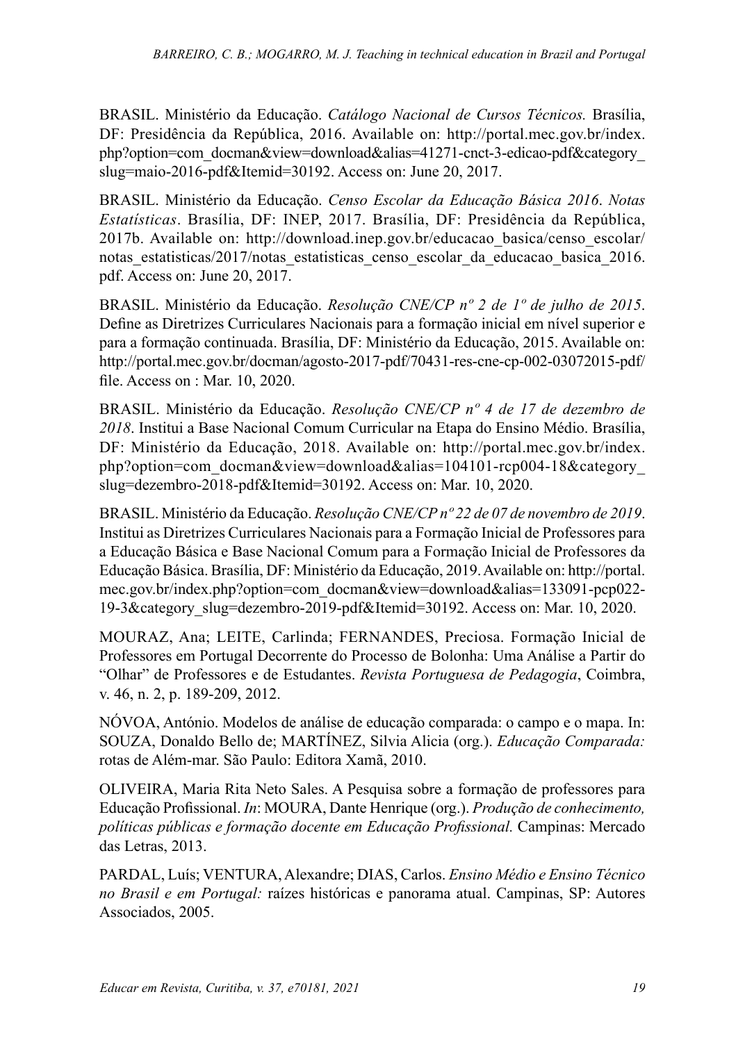BRASIL. Ministério da Educação. *Catálogo Nacional de Cursos Técnicos.* Brasília, DF: Presidência da República, 2016. Available on: http://portal.mec.gov.br/index.php?option=com_docman&view=download&alias=41271-cnct-3-edicao-pdf&category_slug=maio-2016-pdf&Itemid=30192. Access on: June 20, 2017.

BRASIL. Ministério da Educação. *Censo Escolar da Educação Básica 2016. Notas Estatísticas*. Brasília, DF: INEP, 2017. Brasília, DF: Presidência da República, 2017b. Available on: http://download.inep.gov.br/educacao_basica/censo_escolar/notas_estatisticas/2017/notas_estatisticas_censo_escolar_da_educacao_basica_2016.pdf. Access on: June 20, 2017.

BRASIL. Ministério da Educação. *Resolução CNE/CP nº 2 de 1º de julho de 2015*. Define as Diretrizes Curriculares Nacionais para a formação inicial em nível superior e para a formação continuada. Brasília, DF: Ministério da Educação, 2015. Available on: http://portal.mec.gov.br/docman/agosto-2017-pdf/70431-res-cne-cp-002-03072015-pdf/file. Access on : Mar. 10, 2020.

BRASIL. Ministério da Educação. *Resolução CNE/CP nº 4 de 17 de dezembro de 2018*. Institui a Base Nacional Comum Curricular na Etapa do Ensino Médio. Brasília, DF: Ministério da Educação, 2018. Available on: http://portal.mec.gov.br/index.php?option=com_docman&view=download&alias=104101-rcp004-18&category_slug=dezembro-2018-pdf&Itemid=30192. Access on: Mar. 10, 2020.

BRASIL. Ministério da Educação. *Resolução CNE/CP nº 22 de 07 de novembro de 2019*. Institui as Diretrizes Curriculares Nacionais para a Formação Inicial de Professores para a Educação Básica e Base Nacional Comum para a Formação Inicial de Professores da Educação Básica. Brasília, DF: Ministério da Educação, 2019. Available on: http://portal.mec.gov.br/index.php?option=com_docman&view=download&alias=133091-pcp022-19-3&category_slug=dezembro-2019-pdf&Itemid=30192. Access on: Mar. 10, 2020.

MOURAZ, Ana; LEITE, Carlinda; FERNANDES, Preciosa. Formação Inicial de Professores em Portugal Decorrente do Processo de Bolonha: Uma Análise a Partir do "Olhar" de Professores e de Estudantes. *Revista Portuguesa de Pedagogia*, Coimbra, v. 46, n. 2, p. 189-209, 2012.

NÓVOA, António. Modelos de análise de educação comparada: o campo e o mapa. In: SOUZA, Donaldo Bello de; MARTÍNEZ, Silvia Alicia (org.). *Educação Comparada:* rotas de Além-mar. São Paulo: Editora Xamã, 2010.

OLIVEIRA, Maria Rita Neto Sales. A Pesquisa sobre a formação de professores para Educação Profissional. *In*: MOURA, Dante Henrique (org.). *Produção de conhecimento, políticas públicas e formação docente em Educação Profissional.* Campinas: Mercado das Letras, 2013.

PARDAL, Luís; VENTURA, Alexandre; DIAS, Carlos. *Ensino Médio e Ensino Técnico no Brasil e em Portugal:* raízes históricas e panorama atual. Campinas, SP: Autores Associados, 2005.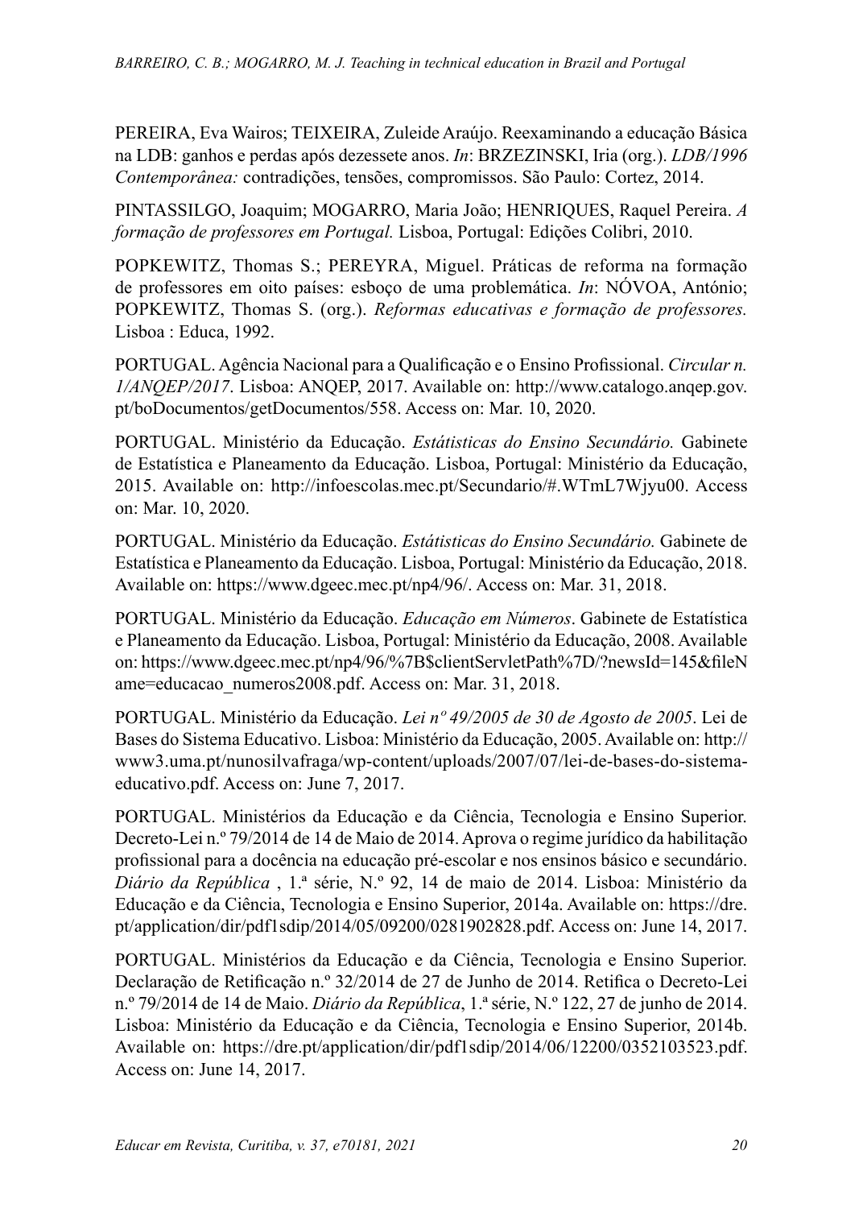PEREIRA, Eva Wairos; TEIXEIRA, Zuleide Araújo. Reexaminando a educação Básica na LDB: ganhos e perdas após dezessete anos. *In*: BRZEZINSKI, Iria (org.). *LDB/1996 Contemporânea:* contradições, tensões, compromissos. São Paulo: Cortez, 2014.

PINTASSILGO, Joaquim; MOGARRO, Maria João; HENRIQUES, Raquel Pereira. *A formação de professores em Portugal.* Lisboa, Portugal: Edições Colibri, 2010.

POPKEWITZ, Thomas S.; PEREYRA, Miguel. Práticas de reforma na formação de professores em oito países: esboço de uma problemática. *In*: NÓVOA, António; POPKEWITZ, Thomas S. (org.). *Reformas educativas e formação de professores.* Lisboa : Educa, 1992.

PORTUGAL. Agência Nacional para a Qualificação e o Ensino Profissional. *Circular n. 1/ANQEP/2017*. Lisboa: ANQEP, 2017. Available on: http://www.catalogo.anqep.gov.pt/boDocumentos/getDocumentos/558. Access on: Mar. 10, 2020.

PORTUGAL. Ministério da Educação. *Estátisticas do Ensino Secundário.* Gabinete de Estatística e Planeamento da Educação. Lisboa, Portugal: Ministério da Educação, 2015. Available on: http://infoescolas.mec.pt/Secundario/#.WTmL7Wjyu00. Access on: Mar. 10, 2020.

PORTUGAL. Ministério da Educação. *Estátisticas do Ensino Secundário.* Gabinete de Estatística e Planeamento da Educação. Lisboa, Portugal: Ministério da Educação, 2018. Available on: https://www.dgeec.mec.pt/np4/96/. Access on: Mar. 31, 2018.

PORTUGAL. Ministério da Educação. *Educação em Números*. Gabinete de Estatística e Planeamento da Educação. Lisboa, Portugal: Ministério da Educação, 2008. Available on: https://www.dgeec.mec.pt/np4/96/%7B$clientServletPath%7D/?newsId=145&fileName=educacao_numeros2008.pdf. Access on: Mar. 31, 2018.

PORTUGAL. Ministério da Educação. *Lei nº 49/2005 de 30 de Agosto de 2005*. Lei de Bases do Sistema Educativo. Lisboa: Ministério da Educação, 2005. Available on: http://www3.uma.pt/nunosilvafraga/wp-content/uploads/2007/07/lei-de-bases-do-sistema-educativo.pdf. Access on: June 7, 2017.

PORTUGAL. Ministérios da Educação e da Ciência, Tecnologia e Ensino Superior. Decreto-Lei n.º 79/2014 de 14 de Maio de 2014. Aprova o regime jurídico da habilitação profissional para a docência na educação pré-escolar e nos ensinos básico e secundário. *Diário da República* , 1.ª série, N.º 92, 14 de maio de 2014. Lisboa: Ministério da Educação e da Ciência, Tecnologia e Ensino Superior, 2014a. Available on: https://dre.pt/application/dir/pdf1sdip/2014/05/09200/0281902828.pdf. Access on: June 14, 2017.

PORTUGAL. Ministérios da Educação e da Ciência, Tecnologia e Ensino Superior. Declaração de Retificação n.º 32/2014 de 27 de Junho de 2014. Retifica o Decreto-Lei n.º 79/2014 de 14 de Maio. *Diário da República*, 1.ª série, N.º 122, 27 de junho de 2014. Lisboa: Ministério da Educação e da Ciência, Tecnologia e Ensino Superior, 2014b. Available on: https://dre.pt/application/dir/pdf1sdip/2014/06/12200/0352103523.pdf. Access on: June 14, 2017.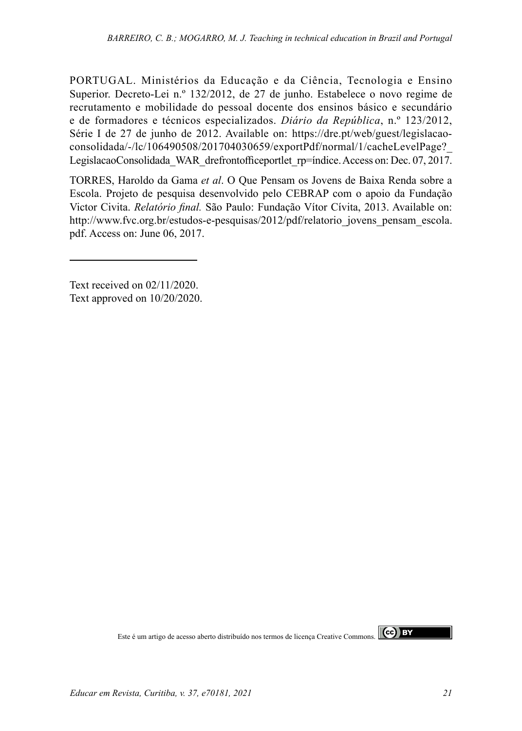PORTUGAL. Ministérios da Educação e da Ciência, Tecnologia e Ensino Superior. Decreto-Lei n.º 132/2012, de 27 de junho. Estabelece o novo regime de recrutamento e mobilidade do pessoal docente dos ensinos básico e secundário e de formadores e técnicos especializados. *Diário da República*, n.º 123/2012, Série I de 27 de junho de 2012. Available on: https://dre.pt/web/guest/legislacao-consolidada/-/lc/106490508/201704030659/exportPdf/normal/1/cacheLevelPage?_LegislacaoConsolidada_WAR_drefrontofficeportlet_rp=índice. Access on: Dec. 07, 2017.

TORRES, Haroldo da Gama *et al*. O Que Pensam os Jovens de Baixa Renda sobre a Escola. Projeto de pesquisa desenvolvido pelo CEBRAP com o apoio da Fundação Victor Civita. *Relatório final.* São Paulo: Fundação Vítor Cívita, 2013. Available on: http://www.fvc.org.br/estudos-e-pesquisas/2012/pdf/relatorio_jovens_pensam_escola.pdf. Access on: June 06, 2017.

---

Text received on 02/11/2020.
Text approved on 10/20/2020.

Este é um artigo de acesso aberto distribuído nos termos de licença Creative Commons.